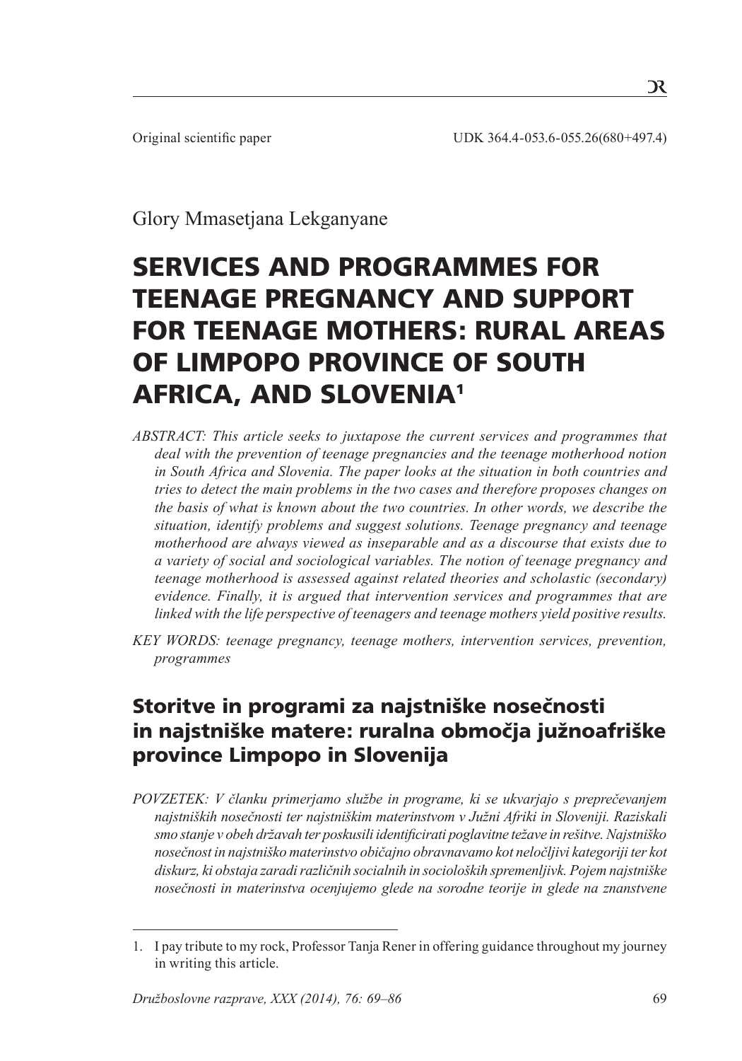Original scientific paper UDK 364.4-053.6-055.26(680+497.4)

Glory Mmasetjana Lekganyane

# SERVICES AND PROGRAMMES FOR TEENAGE PREGNANCY AND SUPPORT FOR TEENAGE MOTHERS: RURAL AREAS OF LIMPOPO PROVINCE OF SOUTH AFRICA, AND SLOVENIA[1]

*ABSTRACT: This article seeks to juxtapose the current services and programmes that deal with the prevention of teenage pregnancies and the teenage motherhood notion in South Africa and Slovenia. The paper looks at the situation in both countries and tries to detect the main problems in the two cases and therefore proposes changes on the basis of what is known about the two countries. In other words, we describe the situation, identify problems and suggest solutions. Teenage pregnancy and teenage motherhood are always viewed as inseparable and as a discourse that exists due to a variety of social and sociological variables. The notion of teenage pregnancy and teenage motherhood is assessed against related theories and scholastic (secondary) evidence. Finally, it is argued that intervention services and programmes that are linked with the life perspective of teenagers and teenage mothers yield positive results.*

*KEY WORDS: teenage pregnancy, teenage mothers, intervention services, prevention, programmes*

## Storitve in programi za najstniške nosečnosti in najstniške matere: ruralna območja južnoafriške province Limpopo in Slovenija

*POVZETEK: V članku primerjamo službe in programe, ki se ukvarjajo s preprečevanjem najstniških nosečnosti ter najstniškim materinstvom v Južni Afriki in Sloveniji. Raziskali smo stanje v obeh državah ter poskusili identificirati poglavitne težave in rešitve. Najstniško nosečnost in najstniško materinstvo običajno obravnavamo kot neločljivi kategoriji ter kot diskurz, ki obstaja zaradi različnih socialnih in socioloških spremenljivk. Pojem najstniške nosečnosti in materinstva ocenjujemo glede na sorodne teorije in glede na znanstvene*

1. I pay tribute to my rock, Professor Tanja Rener in offering guidance throughout my journey in writing this article.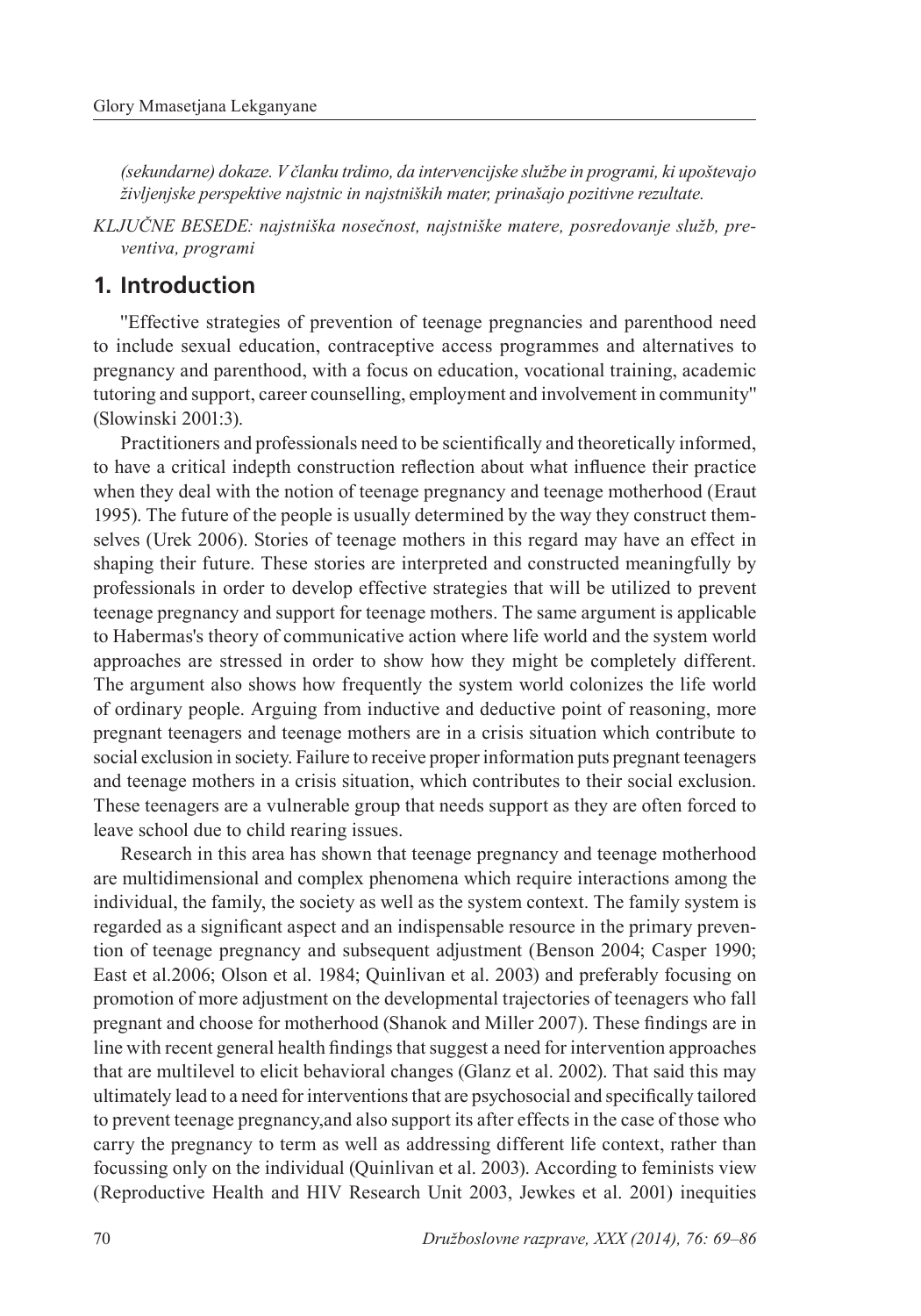*(sekundarne) dokaze. V članku trdimo, da intervencijske službe in programi, ki upoštevajo življenjske perspektive najstnic in najstniških mater, prinašajo pozitivne rezultate.*

*KLJUČNE BESEDE: najstniška nosečnost, najstniške matere, posredovanje služb, preventiva, programi*

## 1. Introduction

''Effective strategies of prevention of teenage pregnancies and parenthood need to include sexual education, contraceptive access programmes and alternatives to pregnancy and parenthood, with a focus on education, vocational training, academic tutoring and support, career counselling, employment and involvement in community'' (Slowinski 2001:3).

Practitioners and professionals need to be scientifically and theoretically informed, to have a critical indepth construction reflection about what influence their practice when they deal with the notion of teenage pregnancy and teenage motherhood (Eraut 1995). The future of the people is usually determined by the way they construct themselves (Urek 2006). Stories of teenage mothers in this regard may have an effect in shaping their future. These stories are interpreted and constructed meaningfully by professionals in order to develop effective strategies that will be utilized to prevent teenage pregnancy and support for teenage mothers. The same argument is applicable to Habermas's theory of communicative action where life world and the system world approaches are stressed in order to show how they might be completely different. The argument also shows how frequently the system world colonizes the life world of ordinary people. Arguing from inductive and deductive point of reasoning, more pregnant teenagers and teenage mothers are in a crisis situation which contribute to social exclusion in society. Failure to receive proper information puts pregnant teenagers and teenage mothers in a crisis situation, which contributes to their social exclusion. These teenagers are a vulnerable group that needs support as they are often forced to leave school due to child rearing issues.

Research in this area has shown that teenage pregnancy and teenage motherhood are multidimensional and complex phenomena which require interactions among the individual, the family, the society as well as the system context. The family system is regarded as a significant aspect and an indispensable resource in the primary prevention of teenage pregnancy and subsequent adjustment (Benson 2004; Casper 1990; East et al.2006; Olson et al. 1984; Quinlivan et al. 2003) and preferably focusing on promotion of more adjustment on the developmental trajectories of teenagers who fall pregnant and choose for motherhood (Shanok and Miller 2007). These findings are in line with recent general health findings that suggest a need for intervention approaches that are multilevel to elicit behavioral changes (Glanz et al. 2002). That said this may ultimately lead to a need for interventions that are psychosocial and specifically tailored to prevent teenage pregnancy,and also support its after effects in the case of those who carry the pregnancy to term as well as addressing different life context, rather than focussing only on the individual (Quinlivan et al. 2003). According to feminists view (Reproductive Health and HIV Research Unit 2003, Jewkes et al. 2001) inequities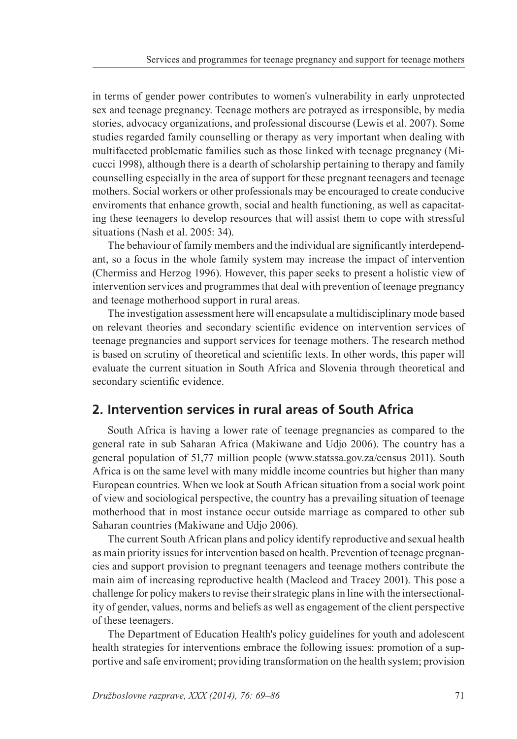in terms of gender power contributes to women's vulnerability in early unprotected sex and teenage pregnancy. Teenage mothers are potrayed as irresponsible, by media stories, advocacy organizations, and professional discourse (Lewis et al. 2007). Some studies regarded family counselling or therapy as very important when dealing with multifaceted problematic families such as those linked with teenage pregnancy (Micucci 1998), although there is a dearth of scholarship pertaining to therapy and family counselling especially in the area of support for these pregnant teenagers and teenage mothers. Social workers or other professionals may be encouraged to create conducive enviroments that enhance growth, social and health functioning, as well as capacitating these teenagers to develop resources that will assist them to cope with stressful situations (Nash et al. 2005: 34).

The behaviour of family members and the individual are significantly interdependant, so a focus in the whole family system may increase the impact of intervention (Chermiss and Herzog 1996). However, this paper seeks to present a holistic view of intervention services and programmes that deal with prevention of teenage pregnancy and teenage motherhood support in rural areas.

The investigation assessment here will encapsulate a multidisciplinary mode based on relevant theories and secondary scientific evidence on intervention services of teenage pregnancies and support services for teenage mothers. The research method is based on scrutiny of theoretical and scientific texts. In other words, this paper will evaluate the current situation in South Africa and Slovenia through theoretical and secondary scientific evidence.

## 2. Intervention services in rural areas of South Africa

South Africa is having a lower rate of teenage pregnancies as compared to the general rate in sub Saharan Africa (Makiwane and Udjo 2006). The country has a general population of 51,77 million people (www.statssa.gov.za/census 2011). South Africa is on the same level with many middle income countries but higher than many European countries. When we look at South African situation from a social work point of view and sociological perspective, the country has a prevailing situation of teenage motherhood that in most instance occur outside marriage as compared to other sub Saharan countries (Makiwane and Udjo 2006).

The current South African plans and policy identify reproductive and sexual health as main priority issues for intervention based on health. Prevention of teenage pregnancies and support provision to pregnant teenagers and teenage mothers contribute the main aim of increasing reproductive health (Macleod and Tracey 2001). This pose a challenge for policy makers to revise their strategic plans in line with the intersectionality of gender, values, norms and beliefs as well as engagement of the client perspective of these teenagers.

The Department of Education Health's policy guidelines for youth and adolescent health strategies for interventions embrace the following issues: promotion of a supportive and safe enviroment; providing transformation on the health system; provision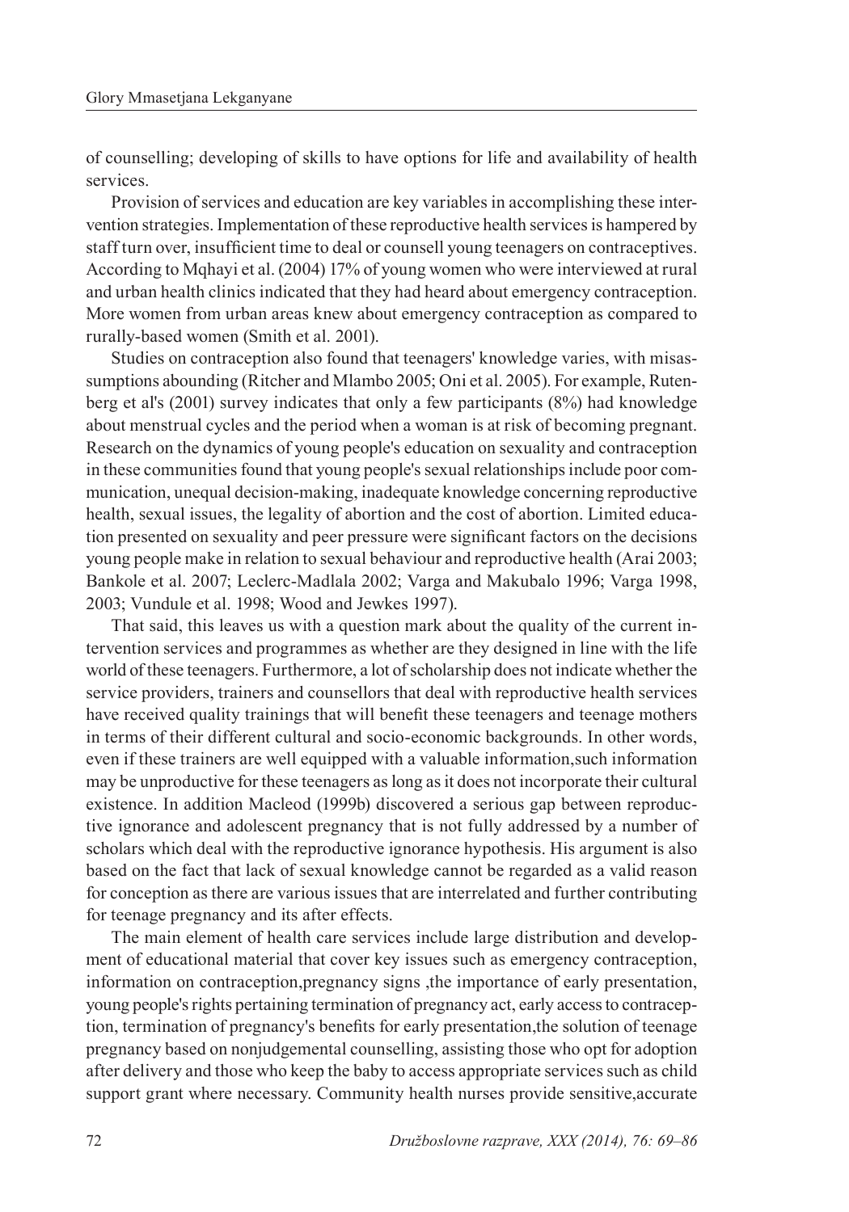of counselling; developing of skills to have options for life and availability of health services.

Provision of services and education are key variables in accomplishing these intervention strategies. Implementation of these reproductive health services is hampered by staff turn over, insufficient time to deal or counsell young teenagers on contraceptives. According to Mqhayi et al. (2004) 17% of young women who were interviewed at rural and urban health clinics indicated that they had heard about emergency contraception. More women from urban areas knew about emergency contraception as compared to rurally-based women (Smith et al. 2001).

Studies on contraception also found that teenagers' knowledge varies, with misassumptions abounding (Ritcher and Mlambo 2005; Oni et al. 2005). For example, Rutenberg et al's (2001) survey indicates that only a few participants (8%) had knowledge about menstrual cycles and the period when a woman is at risk of becoming pregnant. Research on the dynamics of young people's education on sexuality and contraception in these communities found that young people's sexual relationships include poor communication, unequal decision-making, inadequate knowledge concerning reproductive health, sexual issues, the legality of abortion and the cost of abortion. Limited education presented on sexuality and peer pressure were significant factors on the decisions young people make in relation to sexual behaviour and reproductive health (Arai 2003; Bankole et al. 2007; Leclerc-Madlala 2002; Varga and Makubalo 1996; Varga 1998, 2003; Vundule et al. 1998; Wood and Jewkes 1997).

That said, this leaves us with a question mark about the quality of the current intervention services and programmes as whether are they designed in line with the life world of these teenagers. Furthermore, a lot of scholarship does not indicate whether the service providers, trainers and counsellors that deal with reproductive health services have received quality trainings that will benefit these teenagers and teenage mothers in terms of their different cultural and socio-economic backgrounds. In other words, even if these trainers are well equipped with a valuable information,such information may be unproductive for these teenagers as long as it does not incorporate their cultural existence. In addition Macleod (1999b) discovered a serious gap between reproductive ignorance and adolescent pregnancy that is not fully addressed by a number of scholars which deal with the reproductive ignorance hypothesis. His argument is also based on the fact that lack of sexual knowledge cannot be regarded as a valid reason for conception as there are various issues that are interrelated and further contributing for teenage pregnancy and its after effects.

The main element of health care services include large distribution and development of educational material that cover key issues such as emergency contraception, information on contraception,pregnancy signs ,the importance of early presentation, young people's rights pertaining termination of pregnancy act, early access to contraception, termination of pregnancy's benefits for early presentation,the solution of teenage pregnancy based on nonjudgemental counselling, assisting those who opt for adoption after delivery and those who keep the baby to access appropriate services such as child support grant where necessary. Community health nurses provide sensitive,accurate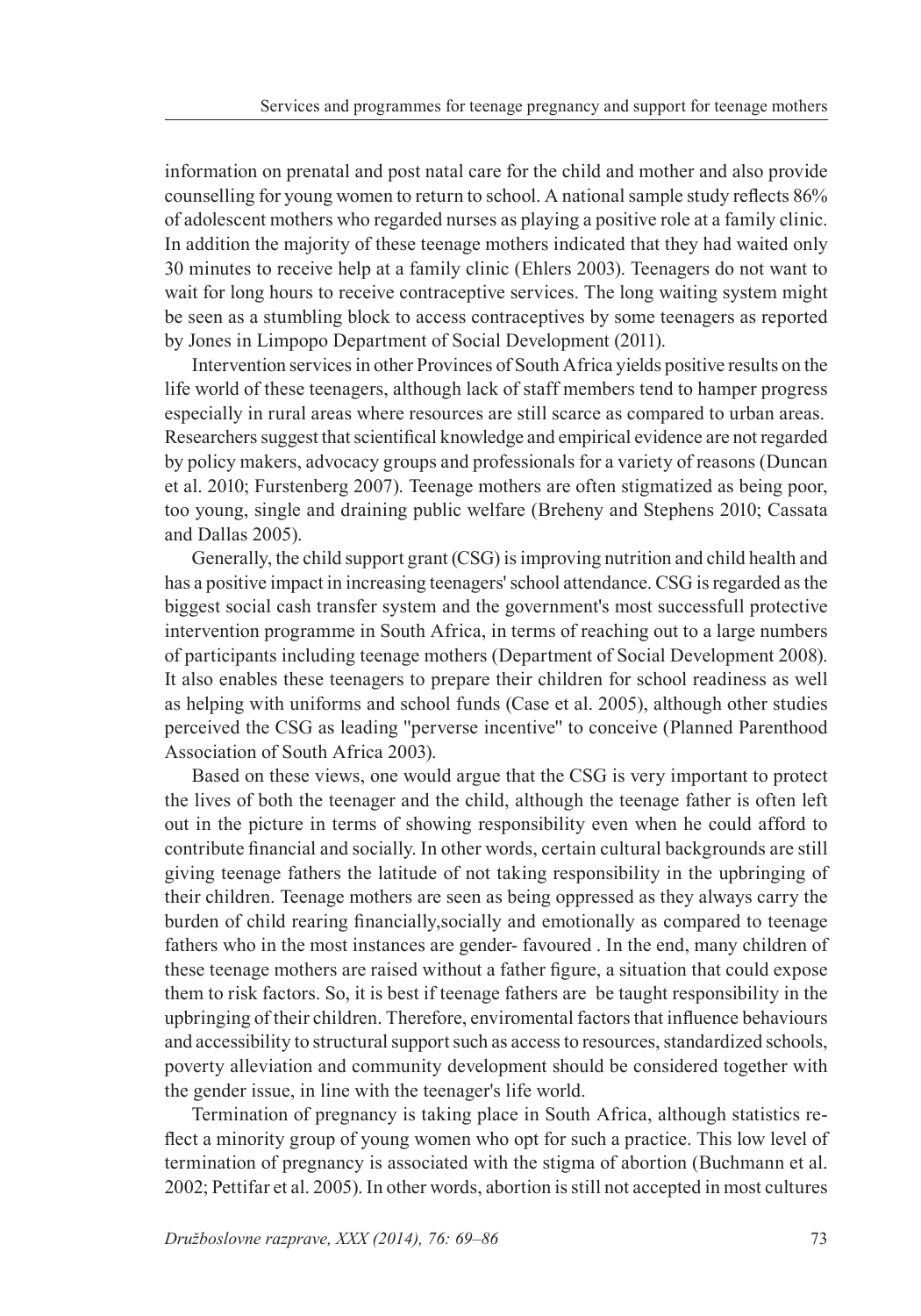information on prenatal and post natal care for the child and mother and also provide counselling for young women to return to school. A national sample study reflects 86% of adolescent mothers who regarded nurses as playing a positive role at a family clinic. In addition the majority of these teenage mothers indicated that they had waited only 30 minutes to receive help at a family clinic (Ehlers 2003). Teenagers do not want to wait for long hours to receive contraceptive services. The long waiting system might be seen as a stumbling block to access contraceptives by some teenagers as reported by Jones in Limpopo Department of Social Development (2011).

Intervention services in other Provinces of South Africa yields positive results on the life world of these teenagers, although lack of staff members tend to hamper progress especially in rural areas where resources are still scarce as compared to urban areas. Researchers suggest that scientifical knowledge and empirical evidence are not regarded by policy makers, advocacy groups and professionals for a variety of reasons (Duncan et al. 2010; Furstenberg 2007). Teenage mothers are often stigmatized as being poor, too young, single and draining public welfare (Breheny and Stephens 2010; Cassata and Dallas 2005).

Generally, the child support grant (CSG) is improving nutrition and child health and has a positive impact in increasing teenagers' school attendance. CSG is regarded as the biggest social cash transfer system and the government's most successfull protective intervention programme in South Africa, in terms of reaching out to a large numbers of participants including teenage mothers (Department of Social Development 2008). It also enables these teenagers to prepare their children for school readiness as well as helping with uniforms and school funds (Case et al. 2005), although other studies perceived the CSG as leading "perverse incentive" to conceive (Planned Parenthood Association of South Africa 2003).

Based on these views, one would argue that the CSG is very important to protect the lives of both the teenager and the child, although the teenage father is often left out in the picture in terms of showing responsibility even when he could afford to contribute financial and socially. In other words, certain cultural backgrounds are still giving teenage fathers the latitude of not taking responsibility in the upbringing of their children. Teenage mothers are seen as being oppressed as they always carry the burden of child rearing financially,socially and emotionally as compared to teenage fathers who in the most instances are gender- favoured . In the end, many children of these teenage mothers are raised without a father figure, a situation that could expose them to risk factors. So, it is best if teenage fathers are be taught responsibility in the upbringing of their children. Therefore, enviromental factors that influence behaviours and accessibility to structural support such as access to resources, standardized schools, poverty alleviation and community development should be considered together with the gender issue, in line with the teenager's life world.

Termination of pregnancy is taking place in South Africa, although statistics reflect a minority group of young women who opt for such a practice. This low level of termination of pregnancy is associated with the stigma of abortion (Buchmann et al. 2002; Pettifar et al. 2005). In other words, abortion is still not accepted in most cultures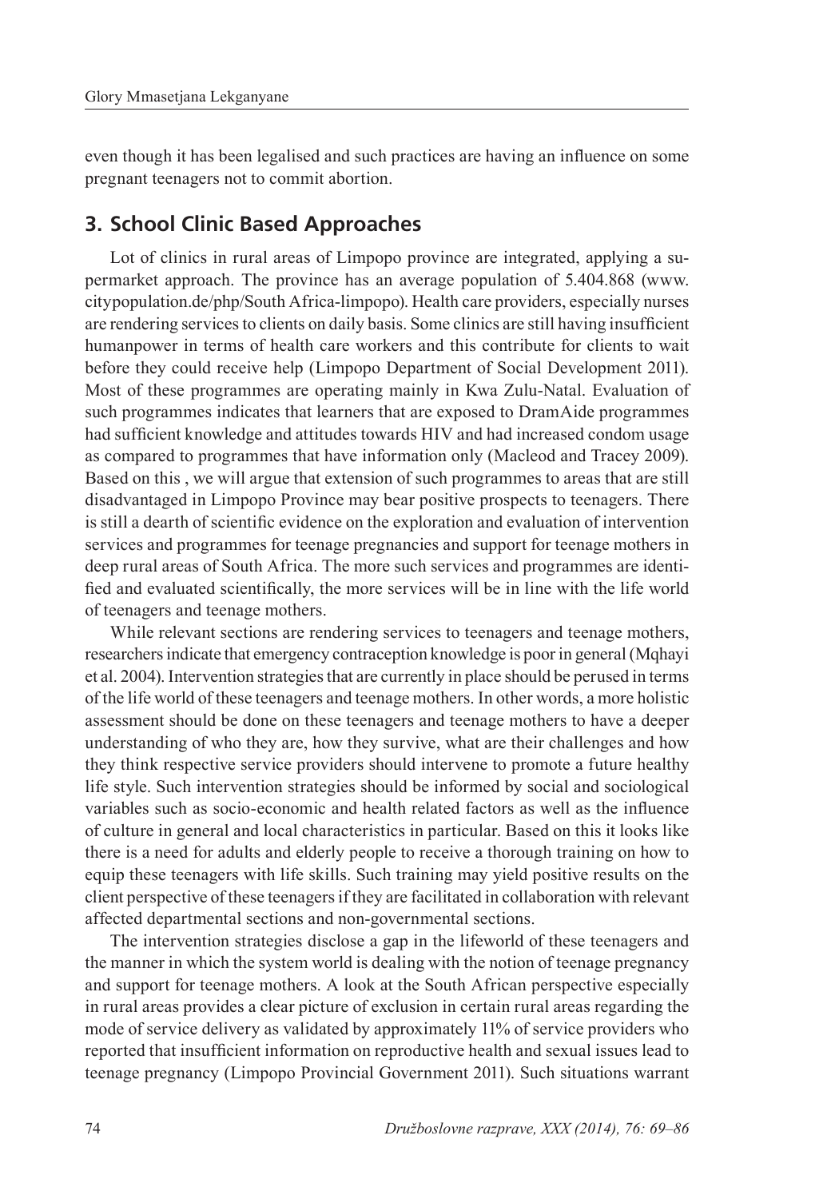even though it has been legalised and such practices are having an influence on some pregnant teenagers not to commit abortion.

## 3. School Clinic Based Approaches

Lot of clinics in rural areas of Limpopo province are integrated, applying a supermarket approach. The province has an average population of 5.404.868 (www.citypopulation.de/php/South Africa-limpopo). Health care providers, especially nurses are rendering services to clients on daily basis. Some clinics are still having insufficient humanpower in terms of health care workers and this contribute for clients to wait before they could receive help (Limpopo Department of Social Development 2011). Most of these programmes are operating mainly in Kwa Zulu-Natal. Evaluation of such programmes indicates that learners that are exposed to DramAide programmes had sufficient knowledge and attitudes towards HIV and had increased condom usage as compared to programmes that have information only (Macleod and Tracey 2009). Based on this , we will argue that extension of such programmes to areas that are still disadvantaged in Limpopo Province may bear positive prospects to teenagers. There is still a dearth of scientific evidence on the exploration and evaluation of intervention services and programmes for teenage pregnancies and support for teenage mothers in deep rural areas of South Africa. The more such services and programmes are identified and evaluated scientifically, the more services will be in line with the life world of teenagers and teenage mothers.

While relevant sections are rendering services to teenagers and teenage mothers, researchers indicate that emergency contraception knowledge is poor in general (Mqhayi et al. 2004). Intervention strategies that are currently in place should be perused in terms of the life world of these teenagers and teenage mothers. In other words, a more holistic assessment should be done on these teenagers and teenage mothers to have a deeper understanding of who they are, how they survive, what are their challenges and how they think respective service providers should intervene to promote a future healthy life style. Such intervention strategies should be informed by social and sociological variables such as socio-economic and health related factors as well as the influence of culture in general and local characteristics in particular. Based on this it looks like there is a need for adults and elderly people to receive a thorough training on how to equip these teenagers with life skills. Such training may yield positive results on the client perspective of these teenagers if they are facilitated in collaboration with relevant affected departmental sections and non-governmental sections.

The intervention strategies disclose a gap in the lifeworld of these teenagers and the manner in which the system world is dealing with the notion of teenage pregnancy and support for teenage mothers. A look at the South African perspective especially in rural areas provides a clear picture of exclusion in certain rural areas regarding the mode of service delivery as validated by approximately 11% of service providers who reported that insufficient information on reproductive health and sexual issues lead to teenage pregnancy (Limpopo Provincial Government 2011). Such situations warrant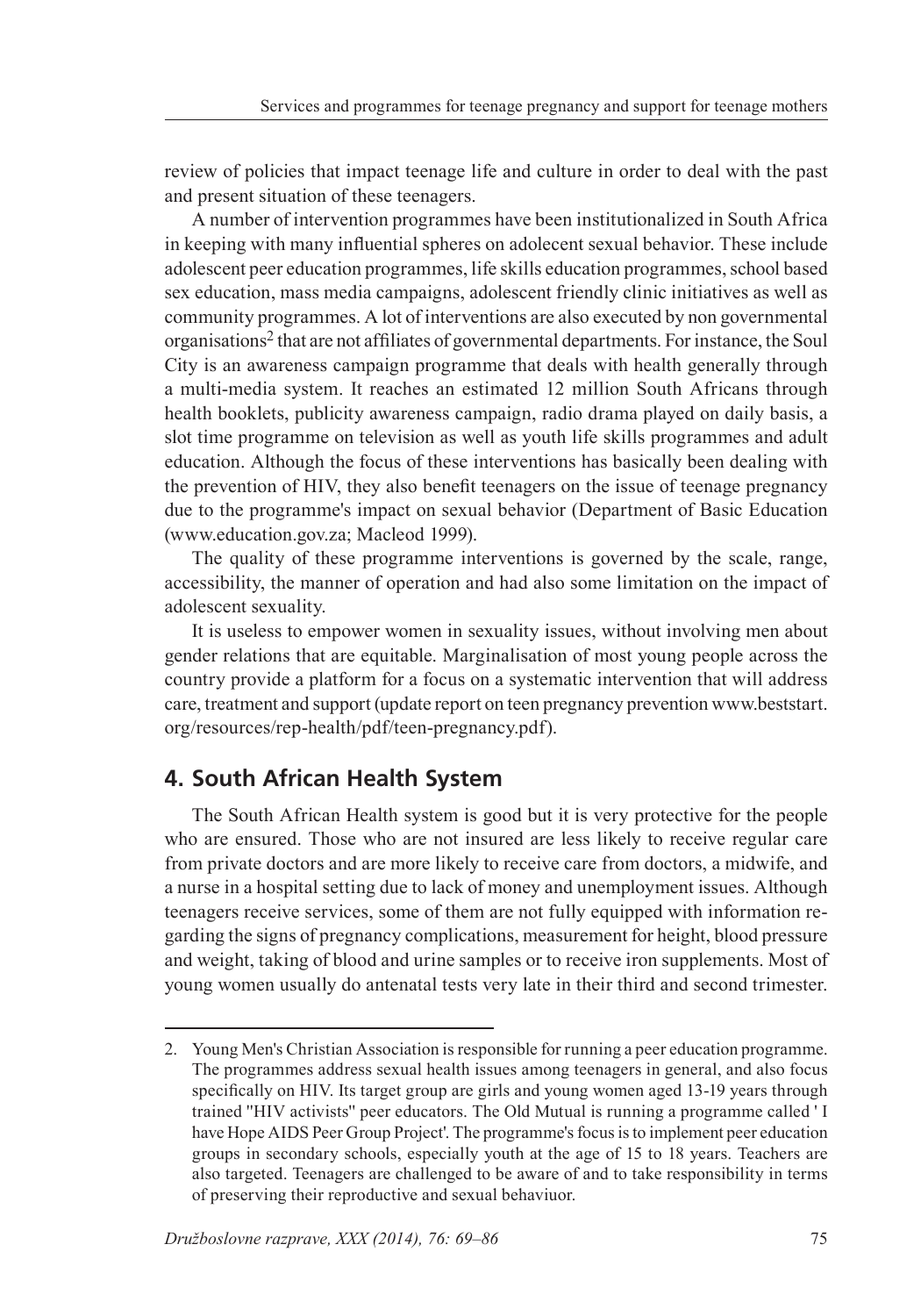review of policies that impact teenage life and culture in order to deal with the past and present situation of these teenagers.

A number of intervention programmes have been institutionalized in South Africa in keeping with many influential spheres on adolescent sexual behavior. These include adolescent peer education programmes, life skills education programmes, school based sex education, mass media campaigns, adolescent friendly clinic initiatives as well as community programmes. A lot of interventions are also executed by non governmental organisations[2] that are not affiliates of governmental departments. For instance, the Soul City is an awareness campaign programme that deals with health generally through a multi-media system. It reaches an estimated 12 million South Africans through health booklets, publicity awareness campaign, radio drama played on daily basis, a slot time programme on television as well as youth life skills programmes and adult education. Although the focus of these interventions has basically been dealing with the prevention of HIV, they also benefit teenagers on the issue of teenage pregnancy due to the programme's impact on sexual behavior (Department of Basic Education (www.education.gov.za; Macleod 1999).

The quality of these programme interventions is governed by the scale, range, accessibility, the manner of operation and had also some limitation on the impact of adolescent sexuality.

It is useless to empower women in sexuality issues, without involving men about gender relations that are equitable. Marginalisation of most young people across the country provide a platform for a focus on a systematic intervention that will address care, treatment and support (update report on teen pregnancy prevention www.beststart.org/resources/rep-health/pdf/teen-pregnancy.pdf).

## 4. South African Health System

The South African Health system is good but it is very protective for the people who are ensured. Those who are not insured are less likely to receive regular care from private doctors and are more likely to receive care from doctors, a midwife, and a nurse in a hospital setting due to lack of money and unemployment issues. Although teenagers receive services, some of them are not fully equipped with information regarding the signs of pregnancy complications, measurement for height, blood pressure and weight, taking of blood and urine samples or to receive iron supplements. Most of young women usually do antenatal tests very late in their third and second trimester.

---

2. Young Men's Christian Association is responsible for running a peer education programme. The programmes address sexual health issues among teenagers in general, and also focus specifically on HIV. Its target group are girls and young women aged 13-19 years through trained "HIV activists" peer educators. The Old Mutual is running a programme called ' I have Hope AIDS Peer Group Project'. The programme's focus is to implement peer education groups in secondary schools, especially youth at the age of 15 to 18 years. Teachers are also targeted. Teenagers are challenged to be aware of and to take responsibility in terms of preserving their reproductive and sexual behaviuor.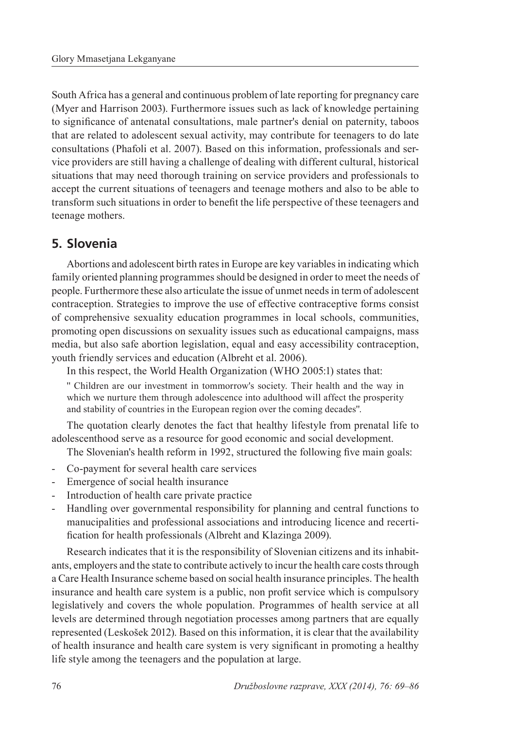South Africa has a general and continuous problem of late reporting for pregnancy care (Myer and Harrison 2003). Furthermore issues such as lack of knowledge pertaining to significance of antenatal consultations, male partner's denial on paternity, taboos that are related to adolescent sexual activity, may contribute for teenagers to do late consultations (Phafoli et al. 2007). Based on this information, professionals and service providers are still having a challenge of dealing with different cultural, historical situations that may need thorough training on service providers and professionals to accept the current situations of teenagers and teenage mothers and also to be able to transform such situations in order to benefit the life perspective of these teenagers and teenage mothers.

## 5. Slovenia

Abortions and adolescent birth rates in Europe are key variables in indicating which family oriented planning programmes should be designed in order to meet the needs of people. Furthermore these also articulate the issue of unmet needs in term of adolescent contraception. Strategies to improve the use of effective contraceptive forms consist of comprehensive sexuality education programmes in local schools, communities, promoting open discussions on sexuality issues such as educational campaigns, mass media, but also safe abortion legislation, equal and easy accessibility contraception, youth friendly services and education (Albreht et al. 2006).

In this respect, the World Health Organization (WHO 2005:1) states that:

> " Children are our investment in tommorrow's society. Their health and the way in which we nurture them through adolescence into adulthood will affect the prosperity and stability of countries in the European region over the coming decades".

The quotation clearly denotes the fact that healthy lifestyle from prenatal life to adolescenthood serve as a resource for good economic and social development.

The Slovenian's health reform in 1992, structured the following five main goals:

- Co-payment for several health care services
- Emergence of social health insurance
- Introduction of health care private practice
- Handling over governmental responsibility for planning and central functions to manucipalities and professional associations and introducing licence and recertification for health professionals (Albreht and Klazinga 2009).

Research indicates that it is the responsibility of Slovenian citizens and its inhabitants, employers and the state to contribute actively to incur the health care costs through a Care Health Insurance scheme based on social health insurance principles. The health insurance and health care system is a public, non profit service which is compulsory legislatively and covers the whole population. Programmes of health service at all levels are determined through negotiation processes among partners that are equally represented (Leskošek 2012). Based on this information, it is clear that the availability of health insurance and health care system is very significant in promoting a healthy life style among the teenagers and the population at large.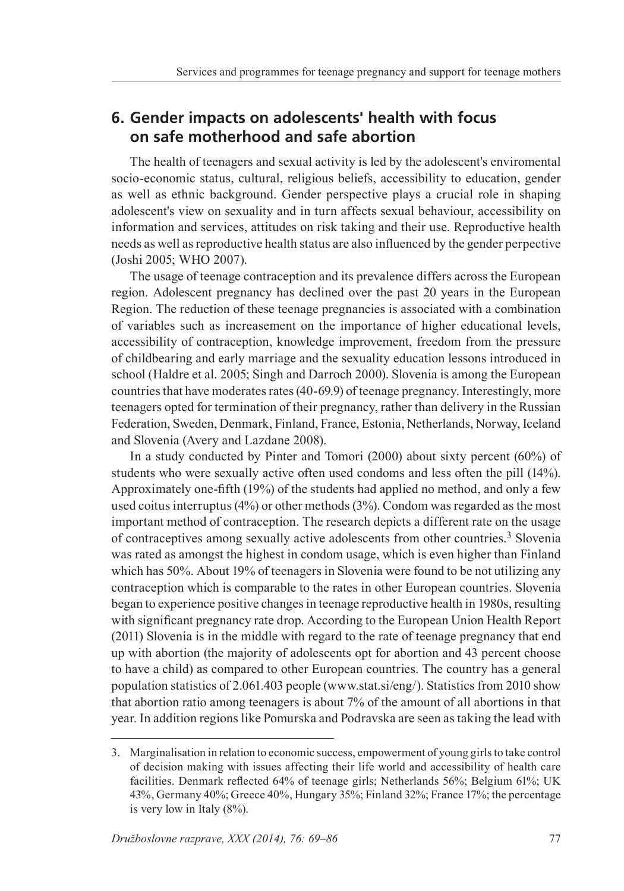## 6. Gender impacts on adolescents' health with focus on safe motherhood and safe abortion

The health of teenagers and sexual activity is led by the adolescent's enviromental socio-economic status, cultural, religious beliefs, accessibility to education, gender as well as ethnic background. Gender perspective plays a crucial role in shaping adolescent's view on sexuality and in turn affects sexual behaviour, accessibility on information and services, attitudes on risk taking and their use. Reproductive health needs as well as reproductive health status are also influenced by the gender perpective (Joshi 2005; WHO 2007).

The usage of teenage contraception and its prevalence differs across the European region. Adolescent pregnancy has declined over the past 20 years in the European Region. The reduction of these teenage pregnancies is associated with a combination of variables such as increasement on the importance of higher educational levels, accessibility of contraception, knowledge improvement, freedom from the pressure of childbearing and early marriage and the sexuality education lessons introduced in school (Haldre et al. 2005; Singh and Darroch 2000). Slovenia is among the European countries that have moderates rates (40-69.9) of teenage pregnancy. Interestingly, more teenagers opted for termination of their pregnancy, rather than delivery in the Russian Federation, Sweden, Denmark, Finland, France, Estonia, Netherlands, Norway, Iceland and Slovenia (Avery and Lazdane 2008).

In a study conducted by Pinter and Tomori (2000) about sixty percent (60%) of students who were sexually active often used condoms and less often the pill (14%). Approximately one-fifth (19%) of the students had applied no method, and only a few used coitus interruptus (4%) or other methods (3%). Condom was regarded as the most important method of contraception. The research depicts a different rate on the usage of contraceptives among sexually active adolescents from other countries.[3] Slovenia was rated as amongst the highest in condom usage, which is even higher than Finland which has 50%. About 19% of teenagers in Slovenia were found to be not utilizing any contraception which is comparable to the rates in other European countries. Slovenia began to experience positive changes in teenage reproductive health in 1980s, resulting with significant pregnancy rate drop. According to the European Union Health Report (2011) Slovenia is in the middle with regard to the rate of teenage pregnancy that end up with abortion (the majority of adolescents opt for abortion and 43 percent choose to have a child) as compared to other European countries. The country has a general population statistics of 2.061.403 people (www.stat.si/eng/). Statistics from 2010 show that abortion ratio among teenagers is about 7% of the amount of all abortions in that year. In addition regions like Pomurska and Podravska are seen as taking the lead with

---

3. Marginalisation in relation to economic success, empowerment of young girls to take control of decision making with issues affecting their life world and accessibility of health care facilities. Denmark reflected 64% of teenage girls; Netherlands 56%; Belgium 61%; UK 43%, Germany 40%; Greece 40%, Hungary 35%; Finland 32%; France 17%; the percentage is very low in Italy (8%).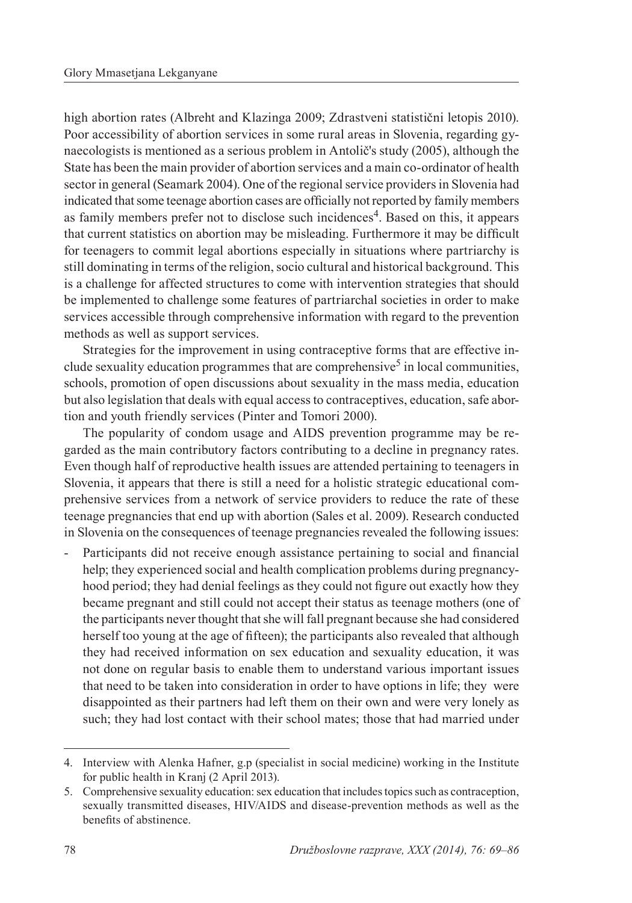high abortion rates (Albreht and Klazinga 2009; Zdrastveni statistični letopis 2010). Poor accessibility of abortion services in some rural areas in Slovenia, regarding gynaecologists is mentioned as a serious problem in Antolič's study (2005), although the State has been the main provider of abortion services and a main co-ordinator of health sector in general (Seamark 2004). One of the regional service providers in Slovenia had indicated that some teenage abortion cases are officially not reported by family members as family members prefer not to disclose such incidences[4]. Based on this, it appears that current statistics on abortion may be misleading. Furthermore it may be difficult for teenagers to commit legal abortions especially in situations where partriarchy is still dominating in terms of the religion, socio cultural and historical background. This is a challenge for affected structures to come with intervention strategies that should be implemented to challenge some features of partriarchal societies in order to make services accessible through comprehensive information with regard to the prevention methods as well as support services.

Strategies for the improvement in using contraceptive forms that are effective include sexuality education programmes that are comprehensive[5] in local communities, schools, promotion of open discussions about sexuality in the mass media, education but also legislation that deals with equal access to contraceptives, education, safe abortion and youth friendly services (Pinter and Tomori 2000).

The popularity of condom usage and AIDS prevention programme may be regarded as the main contributory factors contributing to a decline in pregnancy rates. Even though half of reproductive health issues are attended pertaining to teenagers in Slovenia, it appears that there is still a need for a holistic strategic educational comprehensive services from a network of service providers to reduce the rate of these teenage pregnancies that end up with abortion (Sales et al. 2009). Research conducted in Slovenia on the consequences of teenage pregnancies revealed the following issues:

- Participants did not receive enough assistance pertaining to social and financial help; they experienced social and health complication problems during pregnancyhood period; they had denial feelings as they could not figure out exactly how they became pregnant and still could not accept their status as teenage mothers (one of the participants never thought that she will fall pregnant because she had considered herself too young at the age of fifteen); the participants also revealed that although they had received information on sex education and sexuality education, it was not done on regular basis to enable them to understand various important issues that need to be taken into consideration in order to have options in life; they were disappointed as their partners had left them on their own and were very lonely as such; they had lost contact with their school mates; those that had married under

---

4. Interview with Alenka Hafner, g.p (specialist in social medicine) working in the Institute for public health in Kranj (2 April 2013).
5. Comprehensive sexuality education: sex education that includes topics such as contraception, sexually transmitted diseases, HIV/AIDS and disease-prevention methods as well as the benefits of abstinence.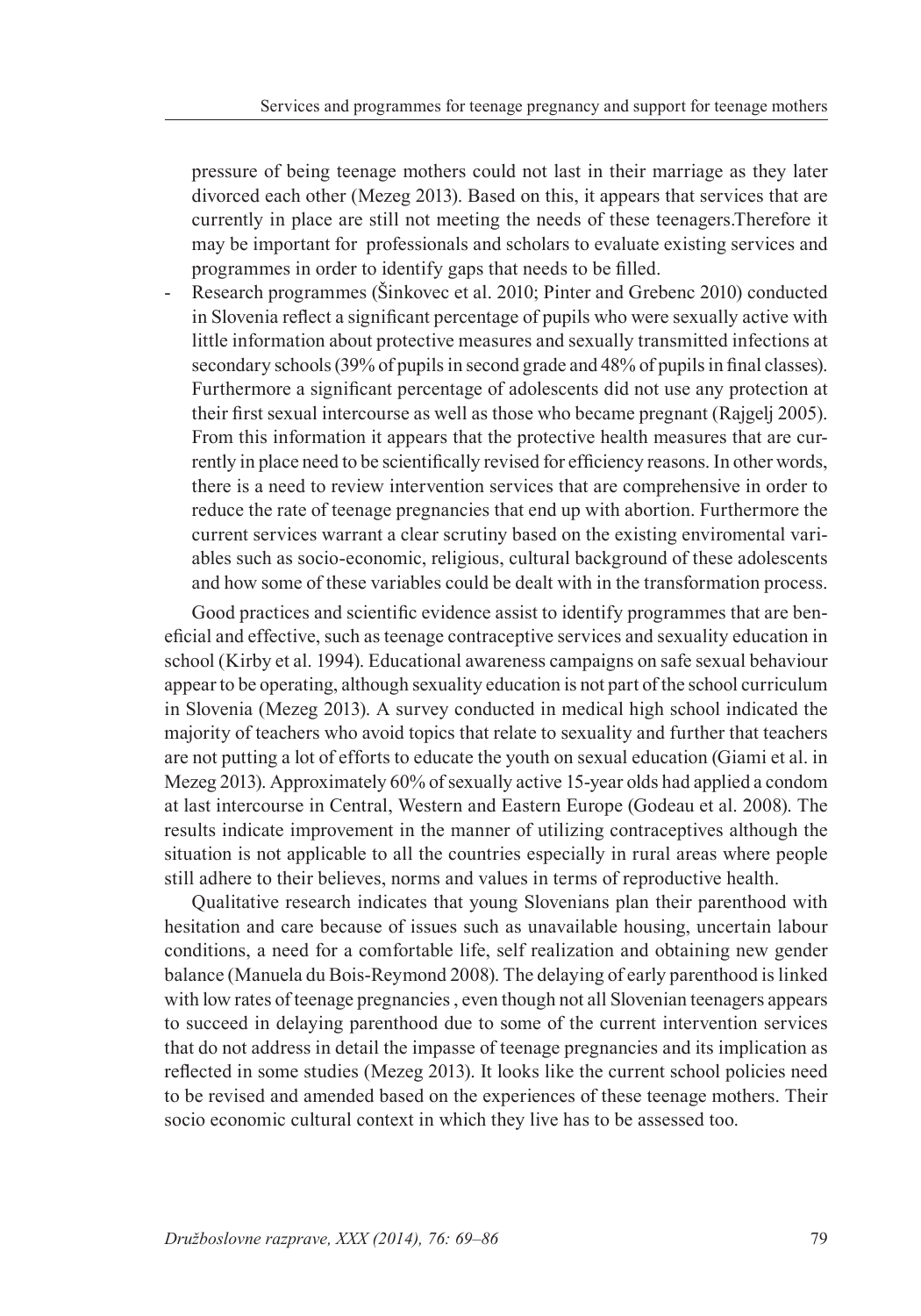pressure of being teenage mothers could not last in their marriage as they later divorced each other (Mezeg 2013). Based on this, it appears that services that are currently in place are still not meeting the needs of these teenagers.Therefore it may be important for professionals and scholars to evaluate existing services and programmes in order to identify gaps that needs to be filled.

- Research programmes (Šinkovec et al. 2010; Pinter and Grebenc 2010) conducted in Slovenia reflect a significant percentage of pupils who were sexually active with little information about protective measures and sexually transmitted infections at secondary schools (39% of pupils in second grade and 48% of pupils in final classes). Furthermore a significant percentage of adolescents did not use any protection at their first sexual intercourse as well as those who became pregnant (Rajgelj 2005). From this information it appears that the protective health measures that are currently in place need to be scientifically revised for efficiency reasons. In other words, there is a need to review intervention services that are comprehensive in order to reduce the rate of teenage pregnancies that end up with abortion. Furthermore the current services warrant a clear scrutiny based on the existing enviromental variables such as socio-economic, religious, cultural background of these adolescents and how some of these variables could be dealt with in the transformation process.

Good practices and scientific evidence assist to identify programmes that are beneficial and effective, such as teenage contraceptive services and sexuality education in school (Kirby et al. 1994). Educational awareness campaigns on safe sexual behaviour appear to be operating, although sexuality education is not part of the school curriculum in Slovenia (Mezeg 2013). A survey conducted in medical high school indicated the majority of teachers who avoid topics that relate to sexuality and further that teachers are not putting a lot of efforts to educate the youth on sexual education (Giami et al. in Mezeg 2013). Approximately 60% of sexually active 15-year olds had applied a condom at last intercourse in Central, Western and Eastern Europe (Godeau et al. 2008). The results indicate improvement in the manner of utilizing contraceptives although the situation is not applicable to all the countries especially in rural areas where people still adhere to their believes, norms and values in terms of reproductive health.

Qualitative research indicates that young Slovenians plan their parenthood with hesitation and care because of issues such as unavailable housing, uncertain labour conditions, a need for a comfortable life, self realization and obtaining new gender balance (Manuela du Bois-Reymond 2008). The delaying of early parenthood is linked with low rates of teenage pregnancies , even though not all Slovenian teenagers appears to succeed in delaying parenthood due to some of the current intervention services that do not address in detail the impasse of teenage pregnancies and its implication as reflected in some studies (Mezeg 2013). It looks like the current school policies need to be revised and amended based on the experiences of these teenage mothers. Their socio economic cultural context in which they live has to be assessed too.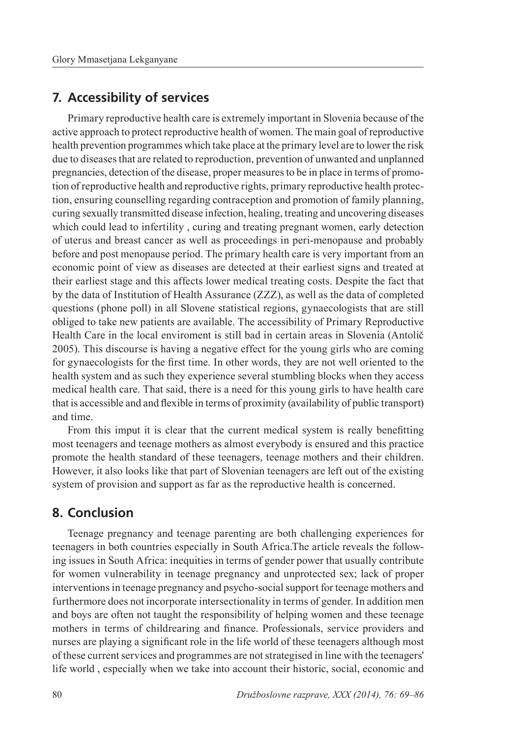## 7. Accessibility of services

Primary reproductive health care is extremely important in Slovenia because of the active approach to protect reproductive health of women. The main goal of reproductive health prevention programmes which take place at the primary level are to lower the risk due to diseases that are related to reproduction, prevention of unwanted and unplanned pregnancies, detection of the disease, proper measures to be in place in terms of promotion of reproductive health and reproductive rights, primary reproductive health protection, ensuring counselling regarding contraception and promotion of family planning, curing sexually transmitted disease infection, healing, treating and uncovering diseases which could lead to infertility , curing and treating pregnant women, early detection of uterus and breast cancer as well as proceedings in peri-menopause and probably before and post menopause period. The primary health care is very important from an economic point of view as diseases are detected at their earliest signs and treated at their earliest stage and this affects lower medical treating costs. Despite the fact that by the data of Institution of Health Assurance (ZZZ), as well as the data of completed questions (phone poll) in all Slovene statistical regions, gynaecologists that are still obliged to take new patients are available. The accessibility of Primary Reproductive Health Care in the local enviroment is still bad in certain areas in Slovenia (Antolič 2005). This discourse is having a negative effect for the young girls who are coming for gynaecologists for the first time. In other words, they are not well oriented to the health system and as such they experience several stumbling blocks when they access medical health care. That said, there is a need for this young girls to have health care that is accessible and and flexible in terms of proximity (availability of public transport) and time.

From this imput it is clear that the current medical system is really benefitting most teenagers and teenage mothers as almost everybody is ensured and this practice promote the health standard of these teenagers, teenage mothers and their children. However, it also looks like that part of Slovenian teenagers are left out of the existing system of provision and support as far as the reproductive health is concerned.

## 8. Conclusion

Teenage pregnancy and teenage parenting are both challenging experiences for teenagers in both countries especially in South Africa.The article reveals the following issues in South Africa: inequities in terms of gender power that usually contribute for women vulnerability in teenage pregnancy and unprotected sex; lack of proper interventions in teenage pregnancy and psycho-social support for teenage mothers and furthermore does not incorporate intersectionality in terms of gender. In addition men and boys are often not taught the responsibility of helping women and these teenage mothers in terms of childrearing and finance. Professionals, service providers and nurses are playing a significant role in the life world of these teenagers although most of these current services and programmes are not strategised in line with the teenagers' life world , especially when we take into account their historic, social, economic and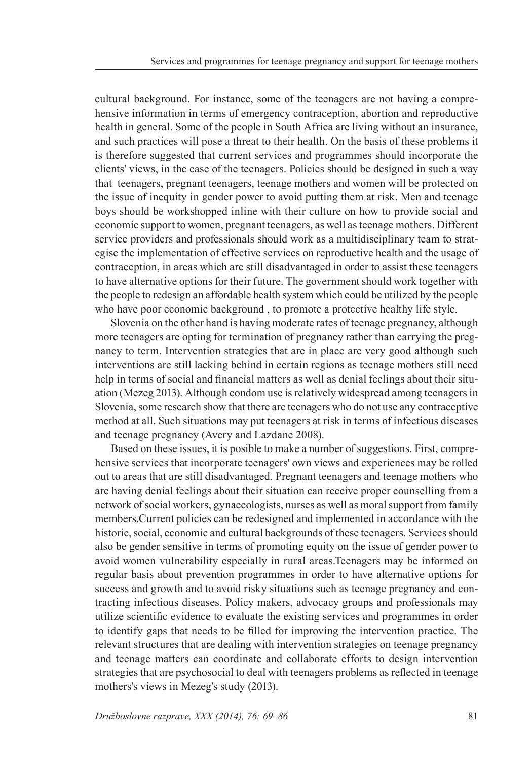cultural background. For instance, some of the teenagers are not having a comprehensive information in terms of emergency contraception, abortion and reproductive health in general. Some of the people in South Africa are living without an insurance, and such practices will pose a threat to their health. On the basis of these problems it is therefore suggested that current services and programmes should incorporate the clients' views, in the case of the teenagers. Policies should be designed in such a way that teenagers, pregnant teenagers, teenage mothers and women will be protected on the issue of inequity in gender power to avoid putting them at risk. Men and teenage boys should be workshopped inline with their culture on how to provide social and economic support to women, pregnant teenagers, as well as teenage mothers. Different service providers and professionals should work as a multidisciplinary team to strategise the implementation of effective services on reproductive health and the usage of contraception, in areas which are still disadvantaged in order to assist these teenagers to have alternative options for their future. The government should work together with the people to redesign an affordable health system which could be utilized by the people who have poor economic background , to promote a protective healthy life style.

Slovenia on the other hand is having moderate rates of teenage pregnancy, although more teenagers are opting for termination of pregnancy rather than carrying the pregnancy to term. Intervention strategies that are in place are very good although such interventions are still lacking behind in certain regions as teenage mothers still need help in terms of social and financial matters as well as denial feelings about their situation (Mezeg 2013). Although condom use is relatively widespread among teenagers in Slovenia, some research show that there are teenagers who do not use any contraceptive method at all. Such situations may put teenagers at risk in terms of infectious diseases and teenage pregnancy (Avery and Lazdane 2008).

Based on these issues, it is posible to make a number of suggestions. First, comprehensive services that incorporate teenagers' own views and experiences may be rolled out to areas that are still disadvantaged. Pregnant teenagers and teenage mothers who are having denial feelings about their situation can receive proper counselling from a network of social workers, gynaecologists, nurses as well as moral support from family members.Current policies can be redesigned and implemented in accordance with the historic, social, economic and cultural backgrounds of these teenagers. Services should also be gender sensitive in terms of promoting equity on the issue of gender power to avoid women vulnerability especially in rural areas.Teenagers may be informed on regular basis about prevention programmes in order to have alternative options for success and growth and to avoid risky situations such as teenage pregnancy and contracting infectious diseases. Policy makers, advocacy groups and professionals may utilize scientific evidence to evaluate the existing services and programmes in order to identify gaps that needs to be filled for improving the intervention practice. The relevant structures that are dealing with intervention strategies on teenage pregnancy and teenage matters can coordinate and collaborate efforts to design intervention strategies that are psychosocial to deal with teenagers problems as reflected in teenage mothers's views in Mezeg's study (2013).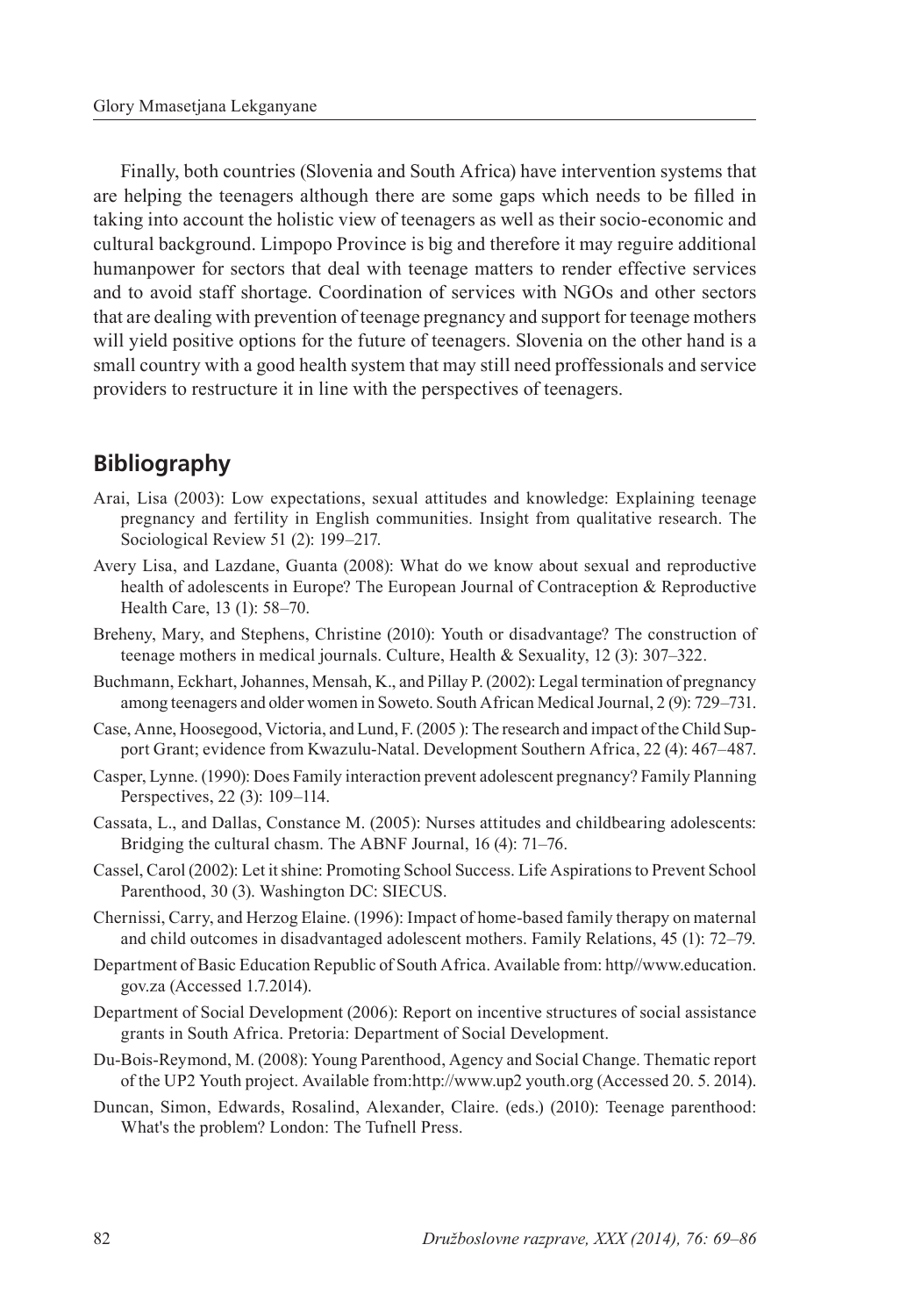Finally, both countries (Slovenia and South Africa) have intervention systems that are helping the teenagers although there are some gaps which needs to be filled in taking into account the holistic view of teenagers as well as their socio-economic and cultural background. Limpopo Province is big and therefore it may reguire additional humanpower for sectors that deal with teenage matters to render effective services and to avoid staff shortage. Coordination of services with NGOs and other sectors that are dealing with prevention of teenage pregnancy and support for teenage mothers will yield positive options for the future of teenagers. Slovenia on the other hand is a small country with a good health system that may still need proffessionals and service providers to restructure it in line with the perspectives of teenagers.

## Bibliography

Arai, Lisa (2003): Low expectations, sexual attitudes and knowledge: Explaining teenage pregnancy and fertility in English communities. Insight from qualitative research. The Sociological Review 51 (2): 199–217.

Avery Lisa, and Lazdane, Guanta (2008): What do we know about sexual and reproductive health of adolescents in Europe? The European Journal of Contraception & Reproductive Health Care, 13 (1): 58–70.

Breheny, Mary, and Stephens, Christine (2010): Youth or disadvantage? The construction of teenage mothers in medical journals. Culture, Health & Sexuality, 12 (3): 307–322.

Buchmann, Eckhart, Johannes, Mensah, K., and Pillay P. (2002): Legal termination of pregnancy among teenagers and older women in Soweto. South African Medical Journal, 2 (9): 729–731.

Case, Anne, Hoosegood, Victoria, and Lund, F. (2005 ): The research and impact of the Child Support Grant; evidence from Kwazulu-Natal. Development Southern Africa, 22 (4): 467–487.

Casper, Lynne. (1990): Does Family interaction prevent adolescent pregnancy? Family Planning Perspectives, 22 (3): 109–114.

Cassata, L., and Dallas, Constance M. (2005): Nurses attitudes and childbearing adolescents: Bridging the cultural chasm. The ABNF Journal, 16 (4): 71–76.

Cassel, Carol (2002): Let it shine: Promoting School Success. Life Aspirations to Prevent School Parenthood, 30 (3). Washington DC: SIECUS.

Chernissi, Carry, and Herzog Elaine. (1996): Impact of home-based family therapy on maternal and child outcomes in disadvantaged adolescent mothers. Family Relations, 45 (1): 72–79.

Department of Basic Education Republic of South Africa. Available from: http//www.education.gov.za (Accessed 1.7.2014).

Department of Social Development (2006): Report on incentive structures of social assistance grants in South Africa. Pretoria: Department of Social Development.

Du-Bois-Reymond, M. (2008): Young Parenthood, Agency and Social Change. Thematic report of the UP2 Youth project. Available from:http://www.up2 youth.org (Accessed 20. 5. 2014).

Duncan, Simon, Edwards, Rosalind, Alexander, Claire. (eds.) (2010): Teenage parenthood: What's the problem? London: The Tufnell Press.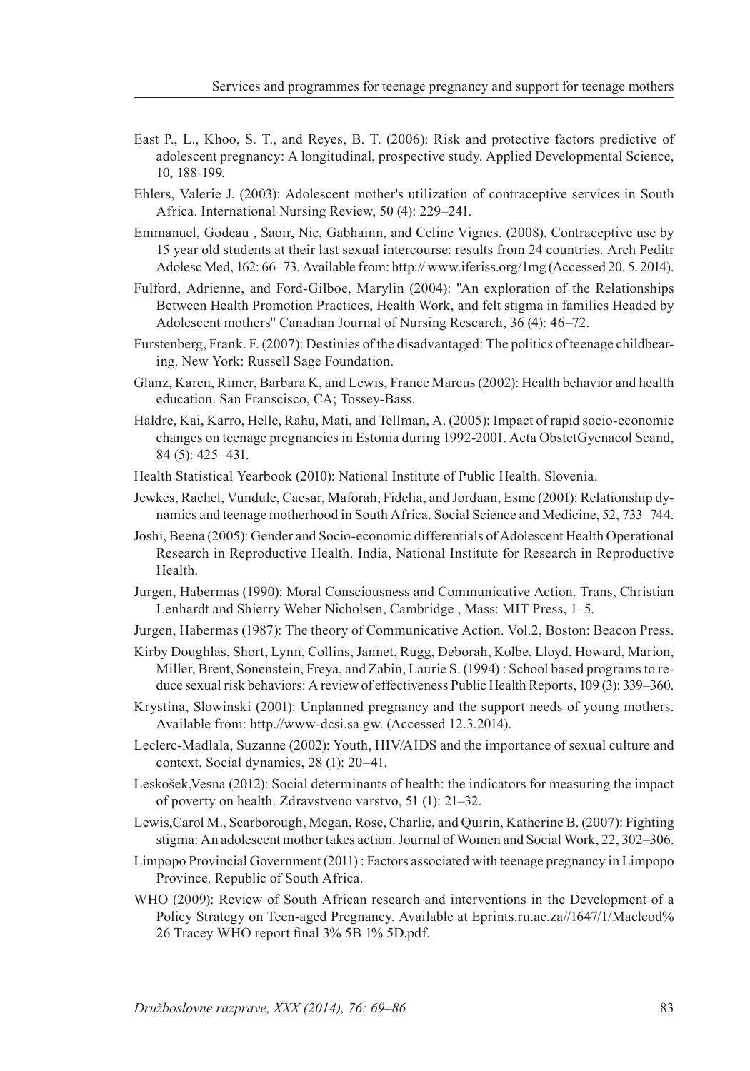East P., L., Khoo, S. T., and Reyes, B. T. (2006): Risk and protective factors predictive of adolescent pregnancy: A longitudinal, prospective study. Applied Developmental Science, 10, 188-199.

Ehlers, Valerie J. (2003): Adolescent mother's utilization of contraceptive services in South Africa. International Nursing Review, 50 (4): 229–241.

Emmanuel, Godeau , Saoir, Nic, Gabhainn, and Celine Vignes. (2008). Contraceptive use by 15 year old students at their last sexual intercourse: results from 24 countries. Arch Peditr Adolesc Med, 162: 66–73. Available from: http:// www.iferiss.org/1mg (Accessed 20. 5. 2014).

Fulford, Adrienne, and Ford-Gilboe, Marylin (2004): "An exploration of the Relationships Between Health Promotion Practices, Health Work, and felt stigma in families Headed by Adolescent mothers" Canadian Journal of Nursing Research, 36 (4): 46–72.

Furstenberg, Frank. F. (2007): Destinies of the disadvantaged: The politics of teenage childbearing. New York: Russell Sage Foundation.

Glanz, Karen, Rimer, Barbara K, and Lewis, France Marcus (2002): Health behavior and health education. San Franscisco, CA; Tossey-Bass.

Haldre, Kai, Karro, Helle, Rahu, Mati, and Tellman, A. (2005): Impact of rapid socio-economic changes on teenage pregnancies in Estonia during 1992-2001. Acta ObstetGyenacol Scand, 84 (5): 425–431.

Health Statistical Yearbook (2010): National Institute of Public Health. Slovenia.

Jewkes, Rachel, Vundule, Caesar, Maforah, Fidelia, and Jordaan, Esme (2001): Relationship dynamics and teenage motherhood in South Africa. Social Science and Medicine, 52, 733–744.

Joshi, Beena (2005): Gender and Socio-economic differentials of Adolescent Health Operational Research in Reproductive Health. India, National Institute for Research in Reproductive Health.

Jurgen, Habermas (1990): Moral Consciousness and Communicative Action. Trans, Christian Lenhardt and Shierry Weber Nicholsen, Cambridge , Mass: MIT Press, 1–5.

Jurgen, Habermas (1987): The theory of Communicative Action. Vol.2, Boston: Beacon Press.

Kirby Doughlas, Short, Lynn, Collins, Jannet, Rugg, Deborah, Kolbe, Lloyd, Howard, Marion, Miller, Brent, Sonenstein, Freya, and Zabin, Laurie S. (1994) : School based programs to reduce sexual risk behaviors: A review of effectiveness Public Health Reports, 109 (3): 339–360.

Krystina, Slowinski (2001): Unplanned pregnancy and the support needs of young mothers. Available from: http.//www-dcsi.sa.gw. (Accessed 12.3.2014).

Leclerc-Madlala, Suzanne (2002): Youth, HIV/AIDS and the importance of sexual culture and context. Social dynamics, 28 (1): 20–41.

Leskošek,Vesna (2012): Social determinants of health: the indicators for measuring the impact of poverty on health. Zdravstveno varstvo, 51 (1): 21–32.

Lewis,Carol M., Scarborough, Megan, Rose, Charlie, and Quirin, Katherine B. (2007): Fighting stigma: An adolescent mother takes action. Journal of Women and Social Work, 22, 302–306.

Limpopo Provincial Government (2011) : Factors associated with teenage pregnancy in Limpopo Province. Republic of South Africa.

WHO (2009): Review of South African research and interventions in the Development of a Policy Strategy on Teen-aged Pregnancy. Available at Eprints.ru.ac.za//1647/1/Macleod% 26 Tracey WHO report final 3% 5B 1% 5D.pdf.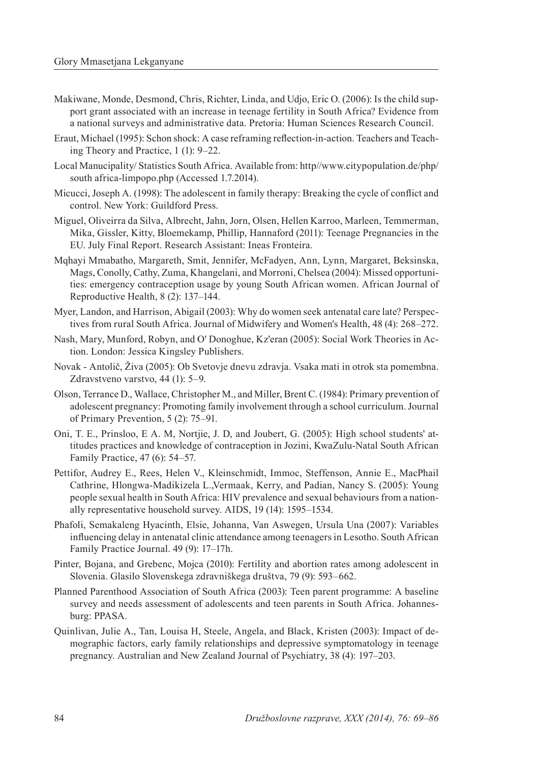Makiwane, Monde, Desmond, Chris, Richter, Linda, and Udjo, Eric O. (2006): Is the child support grant associated with an increase in teenage fertility in South Africa? Evidence from a national surveys and administrative data. Pretoria: Human Sciences Research Council.

Eraut, Michael (1995): Schon shock: A case reframing reflection-in-action. Teachers and Teaching Theory and Practice, 1 (1): 9–22.

Local Manucipality/ Statistics South Africa. Available from: http//www.citypopulation.de/php/ south africa-limpopo.php (Accessed 1.7.2014).

Micucci, Joseph A. (1998): The adolescent in family therapy: Breaking the cycle of conflict and control. New York: Guildford Press.

Miguel, Oliveirra da Silva, Albrecht, Jahn, Jorn, Olsen, Hellen Karroo, Marleen, Temmerman, Mika, Gissler, Kitty, Bloemekamp, Phillip, Hannaford (2011): Teenage Pregnancies in the EU. July Final Report. Research Assistant: Ineas Fronteira.

Mqhayi Mmabatho, Margareth, Smit, Jennifer, McFadyen, Ann, Lynn, Margaret, Beksinska, Mags, Conolly, Cathy, Zuma, Khangelani, and Morroni, Chelsea (2004): Missed opportunities: emergency contraception usage by young South African women. African Journal of Reproductive Health, 8 (2): 137–144.

Myer, Landon, and Harrison, Abigail (2003): Why do women seek antenatal care late? Perspectives from rural South Africa. Journal of Midwifery and Women's Health, 48 (4): 268–272.

Nash, Mary, Munford, Robyn, and O' Donoghue, Kz'eran (2005): Social Work Theories in Action. London: Jessica Kingsley Publishers.

Novak - Antolič, Živa (2005): Ob Svetovje dnevu zdravja. Vsaka mati in otrok sta pomembna. Zdravstveno varstvo, 44 (1): 5–9.

Olson, Terrance D., Wallace, Christopher M., and Miller, Brent C. (1984): Primary prevention of adolescent pregnancy: Promoting family involvement through a school curriculum. Journal of Primary Prevention, 5 (2): 75–91.

Oni, T. E., Prinsloo, E A. M, Nortjie, J. D, and Joubert, G. (2005): High school students' attitudes practices and knowledge of contraception in Jozini, KwaZulu-Natal South African Family Practice, 47 (6): 54–57.

Pettifor, Audrey E., Rees, Helen V., Kleinschmidt, Immoc, Steffenson, Annie E., MacPhail Cathrine, Hlongwa-Madikizela L.,Vermaak, Kerry, and Padian, Nancy S. (2005): Young people sexual health in South Africa: HIV prevalence and sexual behaviours from a nationally representative household survey. AIDS, 19 (14): 1595–1534.

Phafoli, Semakaleng Hyacinth, Elsie, Johanna, Van Aswegen, Ursula Una (2007): Variables influencing delay in antenatal clinic attendance among teenagers in Lesotho. South African Family Practice Journal. 49 (9): 17–17h.

Pinter, Bojana, and Grebenc, Mojca (2010): Fertility and abortion rates among adolescent in Slovenia. Glasilo Slovenskega zdravniškega društva, 79 (9): 593–662.

Planned Parenthood Association of South Africa (2003): Teen parent programme: A baseline survey and needs assessment of adolescents and teen parents in South Africa. Johannesburg: PPASA.

Quinlivan, Julie A., Tan, Louisa H, Steele, Angela, and Black, Kristen (2003): Impact of demographic factors, early family relationships and depressive symptomatology in teenage pregnancy. Australian and New Zealand Journal of Psychiatry, 38 (4): 197–203.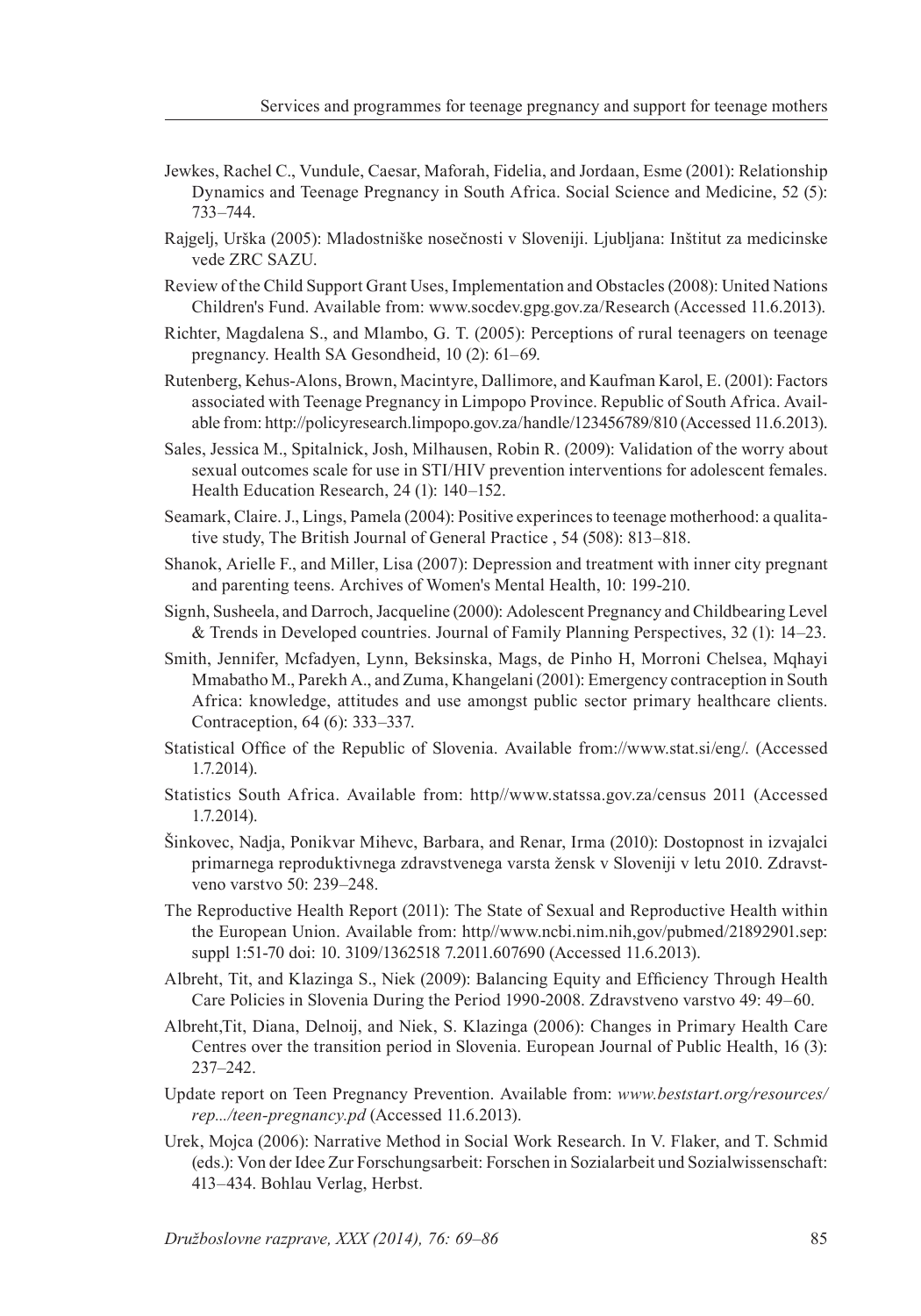Jewkes, Rachel C., Vundule, Caesar, Maforah, Fidelia, and Jordaan, Esme (2001): Relationship Dynamics and Teenage Pregnancy in South Africa. Social Science and Medicine, 52 (5): 733–744.

Rajgelj, Urška (2005): Mladostniške nosečnosti v Sloveniji. Ljubljana: Inštitut za medicinske vede ZRC SAZU.

Review of the Child Support Grant Uses, Implementation and Obstacles (2008): United Nations Children's Fund. Available from: www.socdev.gpg.gov.za/Research (Accessed 11.6.2013).

Richter, Magdalena S., and Mlambo, G. T. (2005): Perceptions of rural teenagers on teenage pregnancy. Health SA Gesondheid, 10 (2): 61–69.

Rutenberg, Kehus-Alons, Brown, Macintyre, Dallimore, and Kaufman Karol, E. (2001): Factors associated with Teenage Pregnancy in Limpopo Province. Republic of South Africa. Available from: http://policyresearch.limpopo.gov.za/handle/123456789/810 (Accessed 11.6.2013).

Sales, Jessica M., Spitalnick, Josh, Milhausen, Robin R. (2009): Validation of the worry about sexual outcomes scale for use in STI/HIV prevention interventions for adolescent females. Health Education Research, 24 (1): 140–152.

Seamark, Claire. J., Lings, Pamela (2004): Positive experinces to teenage motherhood: a qualitative study, The British Journal of General Practice , 54 (508): 813–818.

Shanok, Arielle F., and Miller, Lisa (2007): Depression and treatment with inner city pregnant and parenting teens. Archives of Women's Mental Health, 10: 199-210.

Signh, Susheela, and Darroch, Jacqueline (2000): Adolescent Pregnancy and Childbearing Level & Trends in Developed countries. Journal of Family Planning Perspectives, 32 (1): 14–23.

Smith, Jennifer, Mcfadyen, Lynn, Beksinska, Mags, de Pinho H, Morroni Chelsea, Mqhayi Mmabatho M., Parekh A., and Zuma, Khangelani (2001): Emergency contraception in South Africa: knowledge, attitudes and use amongst public sector primary healthcare clients. Contraception, 64 (6): 333–337.

Statistical Office of the Republic of Slovenia. Available from://www.stat.si/eng/. (Accessed 1.7.2014).

Statistics South Africa. Available from: http//www.statssa.gov.za/census 2011 (Accessed 1.7.2014).

Šinkovec, Nadja, Ponikvar Mihevc, Barbara, and Renar, Irma (2010): Dostopnost in izvajalci primarnega reproduktivnega zdravstvenega varsta žensk v Sloveniji v letu 2010. Zdravstveno varstvo 50: 239–248.

The Reproductive Health Report (2011): The State of Sexual and Reproductive Health within the European Union. Available from: http//www.ncbi.nim.nih,gov/pubmed/21892901.sep: suppl 1:51-70 doi: 10. 3109/1362518 7.2011.607690 (Accessed 11.6.2013).

Albreht, Tit, and Klazinga S., Niek (2009): Balancing Equity and Efficiency Through Health Care Policies in Slovenia During the Period 1990-2008. Zdravstveno varstvo 49: 49–60.

Albreht,Tit, Diana, Delnoij, and Niek, S. Klazinga (2006): Changes in Primary Health Care Centres over the transition period in Slovenia. European Journal of Public Health, 16 (3): 237–242.

Update report on Teen Pregnancy Prevention. Available from: *www.beststart.org/resources/rep.../teen-pregnancy.pd* (Accessed 11.6.2013).

Urek, Mojca (2006): Narrative Method in Social Work Research. In V. Flaker, and T. Schmid (eds.): Von der Idee Zur Forschungsarbeit: Forschen in Sozialarbeit und Sozialwissenschaft: 413–434. Bohlau Verlag, Herbst.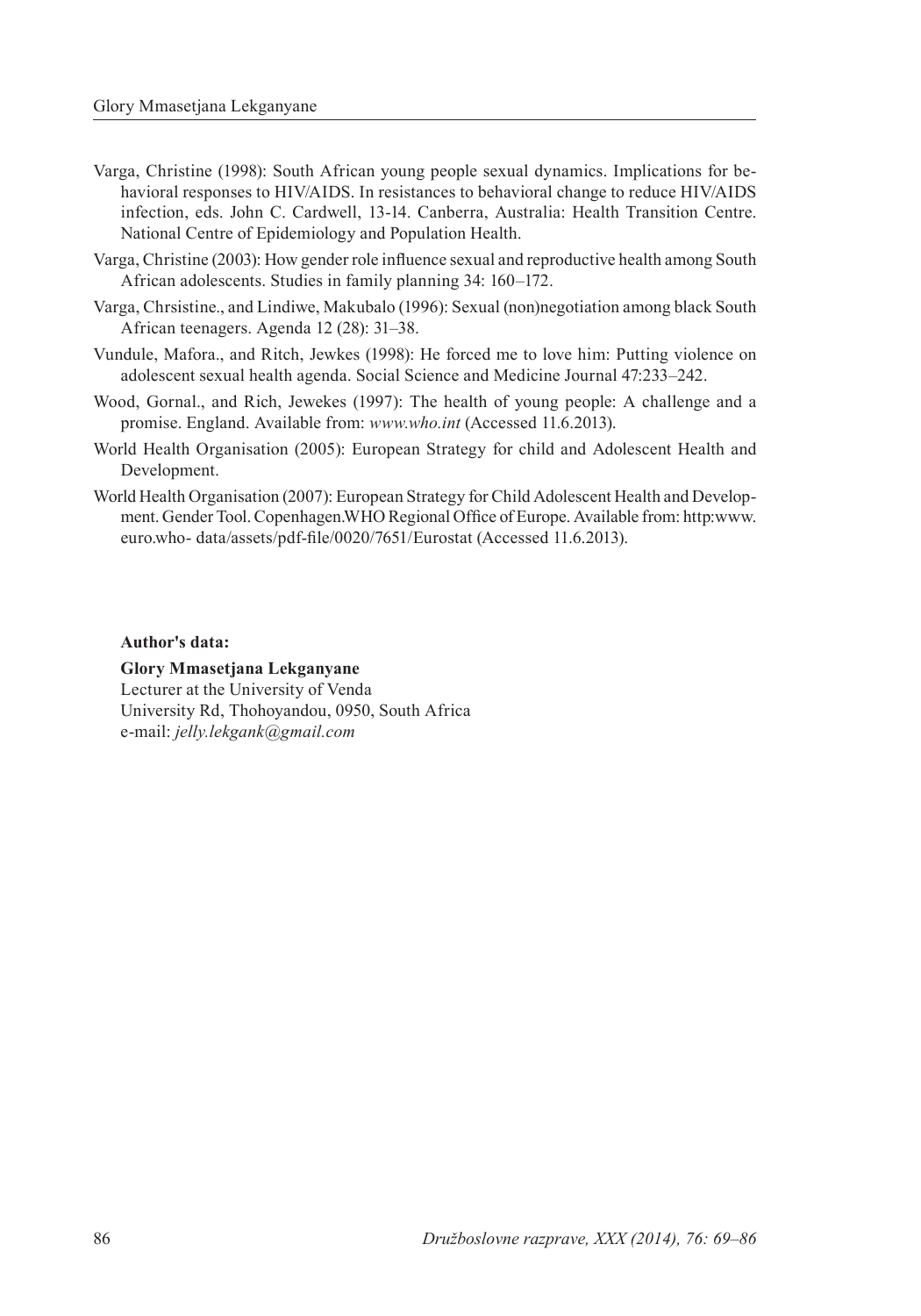Varga, Christine (1998): South African young people sexual dynamics. Implications for behavioral responses to HIV/AIDS. In resistances to behavioral change to reduce HIV/AIDS infection, eds. John C. Cardwell, 13-14. Canberra, Australia: Health Transition Centre. National Centre of Epidemiology and Population Health.

Varga, Christine (2003): How gender role influence sexual and reproductive health among South African adolescents. Studies in family planning 34: 160–172.

Varga, Chrsistine., and Lindiwe, Makubalo (1996): Sexual (non)negotiation among black South African teenagers. Agenda 12 (28): 31–38.

Vundule, Mafora., and Ritch, Jewkes (1998): He forced me to love him: Putting violence on adolescent sexual health agenda. Social Science and Medicine Journal 47:233–242.

Wood, Gornal., and Rich, Jewekes (1997): The health of young people: A challenge and a promise. England. Available from: *www.who.int* (Accessed 11.6.2013).

World Health Organisation (2005): European Strategy for child and Adolescent Health and Development.

World Health Organisation (2007): European Strategy for Child Adolescent Health and Development. Gender Tool. Copenhagen.WHO Regional Office of Europe. Available from: http:www.euro.who- data/assets/pdf-file/0020/7651/Eurostat (Accessed 11.6.2013).

**Author's data:**

**Glory Mmasetjana Lekganyane**
Lecturer at the University of Venda
University Rd, Thohoyandou, 0950, South Africa
e-mail: *jelly.lekgank@gmail.com*